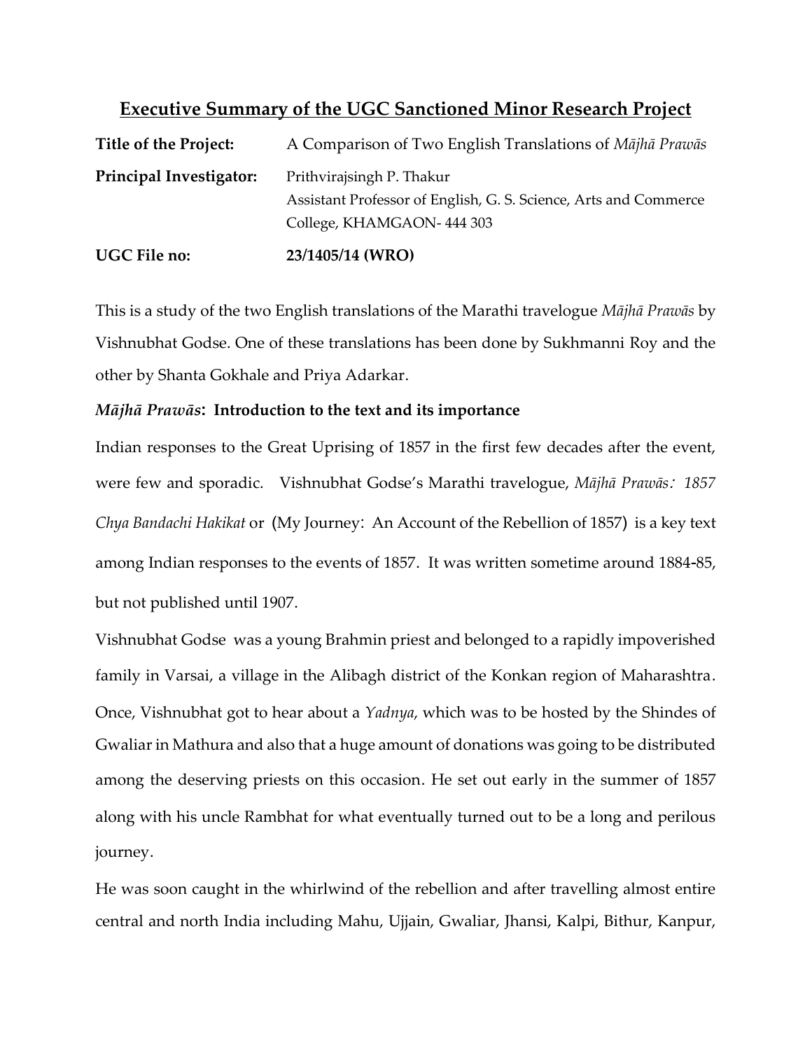## Executive Summary of the UGC Sanctioned Minor Research Project

**Title of the Project:** A Comparison of Two English Translations of *Mājhā Prawās*

**Principal Investigator:** Prithvirajsingh P. Thakur
Assistant Professor of English, G. S. Science, Arts and Commerce College, KHAMGAON- 444 303

**UGC File no:** **23/1405/14 (WRO)**

This is a study of the two English translations of the Marathi travelogue *Mājhā Prawās* by Vishnubhat Godse. One of these translations has been done by Sukhmanni Roy and the other by Shanta Gokhale and Priya Adarkar.

### *Mājhā Prawās*: Introduction to the text and its importance

Indian responses to the Great Uprising of 1857 in the first few decades after the event, were few and sporadic. Vishnubhat Godse's Marathi travelogue, *Mājhā Prawās: 1857 Chya Bandachi Hakikat* or (My Journey: An Account of the Rebellion of 1857) is a key text among Indian responses to the events of 1857. It was written sometime around 1884-85, but not published until 1907.

Vishnubhat Godse was a young Brahmin priest and belonged to a rapidly impoverished family in Varsai, a village in the Alibagh district of the Konkan region of Maharashtra. Once, Vishnubhat got to hear about a *Yadnya*, which was to be hosted by the Shindes of Gwaliar in Mathura and also that a huge amount of donations was going to be distributed among the deserving priests on this occasion. He set out early in the summer of 1857 along with his uncle Rambhat for what eventually turned out to be a long and perilous journey.

He was soon caught in the whirlwind of the rebellion and after travelling almost entire central and north India including Mahu, Ujjain, Gwaliar, Jhansi, Kalpi, Bithur, Kanpur,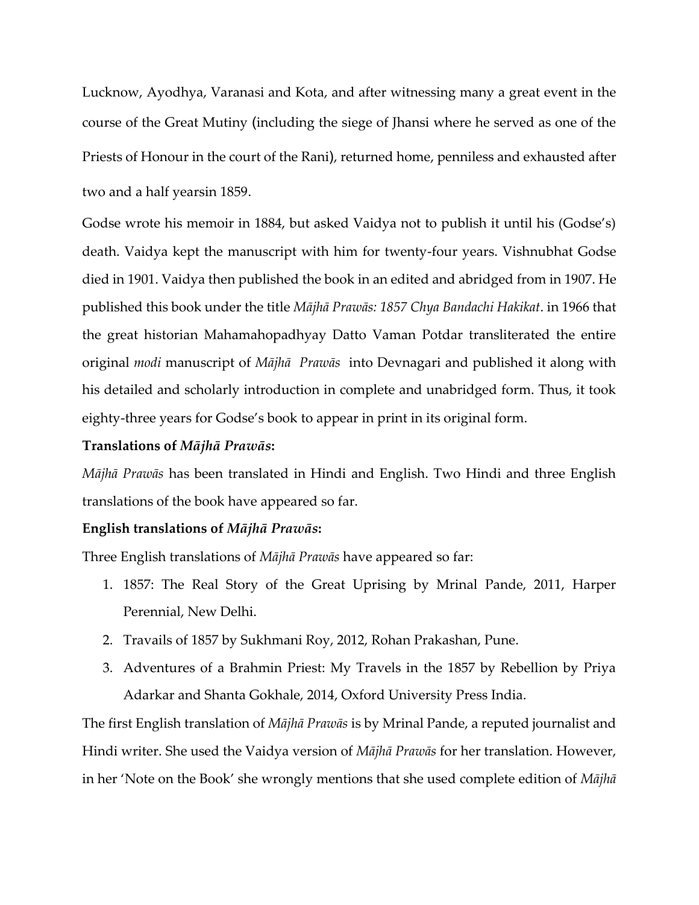Lucknow, Ayodhya, Varanasi and Kota, and after witnessing many a great event in the course of the Great Mutiny (including the siege of Jhansi where he served as one of the Priests of Honour in the court of the Rani), returned home, penniless and exhausted after two and a half yearsin 1859.

Godse wrote his memoir in 1884, but asked Vaidya not to publish it until his (Godse's) death. Vaidya kept the manuscript with him for twenty-four years. Vishnubhat Godse died in 1901. Vaidya then published the book in an edited and abridged from in 1907. He published this book under the title *Mājhā Prawās: 1857 Chya Bandachi Hakikat*. in 1966 that the great historian Mahamahopadhyay Datto Vaman Potdar transliterated the entire original *modi* manuscript of *Mājhā Prawās* into Devnagari and published it along with his detailed and scholarly introduction in complete and unabridged form. Thus, it took eighty-three years for Godse's book to appear in print in its original form.

**Translations of *Mājhā Prawās*:**

*Mājhā Prawās* has been translated in Hindi and English. Two Hindi and three English translations of the book have appeared so far.

**English translations of *Mājhā Prawās*:**

Three English translations of *Mājhā Prawās* have appeared so far:

1. 1857: The Real Story of the Great Uprising by Mrinal Pande, 2011, Harper Perennial, New Delhi.
2. Travails of 1857 by Sukhmani Roy, 2012, Rohan Prakashan, Pune.
3. Adventures of a Brahmin Priest: My Travels in the 1857 by Rebellion by Priya Adarkar and Shanta Gokhale, 2014, Oxford University Press India.

The first English translation of *Mājhā Prawās* is by Mrinal Pande, a reputed journalist and Hindi writer. She used the Vaidya version of *Mājhā Prawās* for her translation. However, in her 'Note on the Book' she wrongly mentions that she used complete edition of *Mājhā*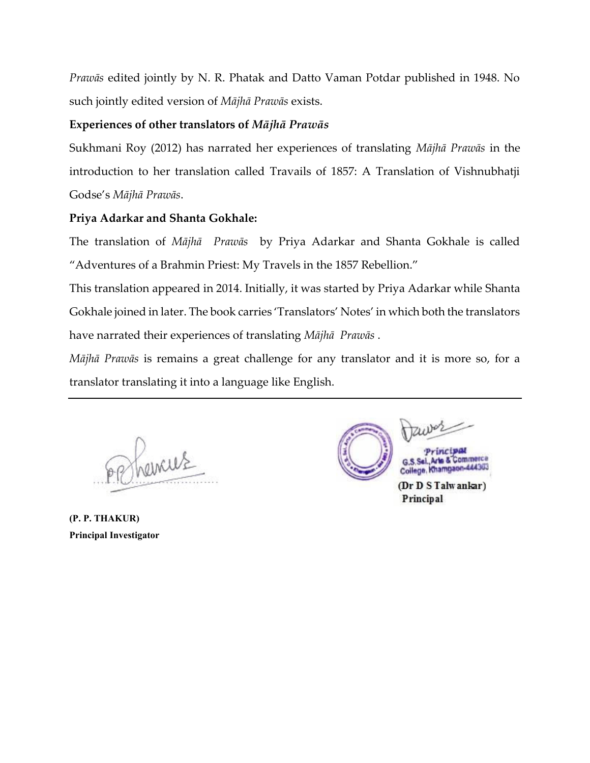*Prawās* edited jointly by N. R. Phatak and Datto Vaman Potdar published in 1948. No such jointly edited version of *Mājhā Prawās* exists.

**Experiences of other translators of *Mājhā Prawās***

Sukhmani Roy (2012) has narrated her experiences of translating *Mājhā Prawās* in the introduction to her translation called Travails of 1857: A Translation of Vishnubhatji Godse's *Mājhā Prawās*.

**Priya Adarkar and Shanta Gokhale:**

The translation of *Mājhā Prawās* by Priya Adarkar and Shanta Gokhale is called "Adventures of a Brahmin Priest: My Travels in the 1857 Rebellion."

This translation appeared in 2014. Initially, it was started by Priya Adarkar while Shanta Gokhale joined in later. The book carries 'Translators' Notes' in which both the translators have narrated their experiences of translating *Mājhā Prawās* .

*Mājhā Prawās* is remains a great challenge for any translator and it is more so, for a translator translating it into a language like English.

---

**(P. P. THAKUR)**
**Principal Investigator**

Principal
G.S.Sci., Arts & Commerce
College, Khamgaon-444303

**(Dr D S Talwankar)**
**Principal**